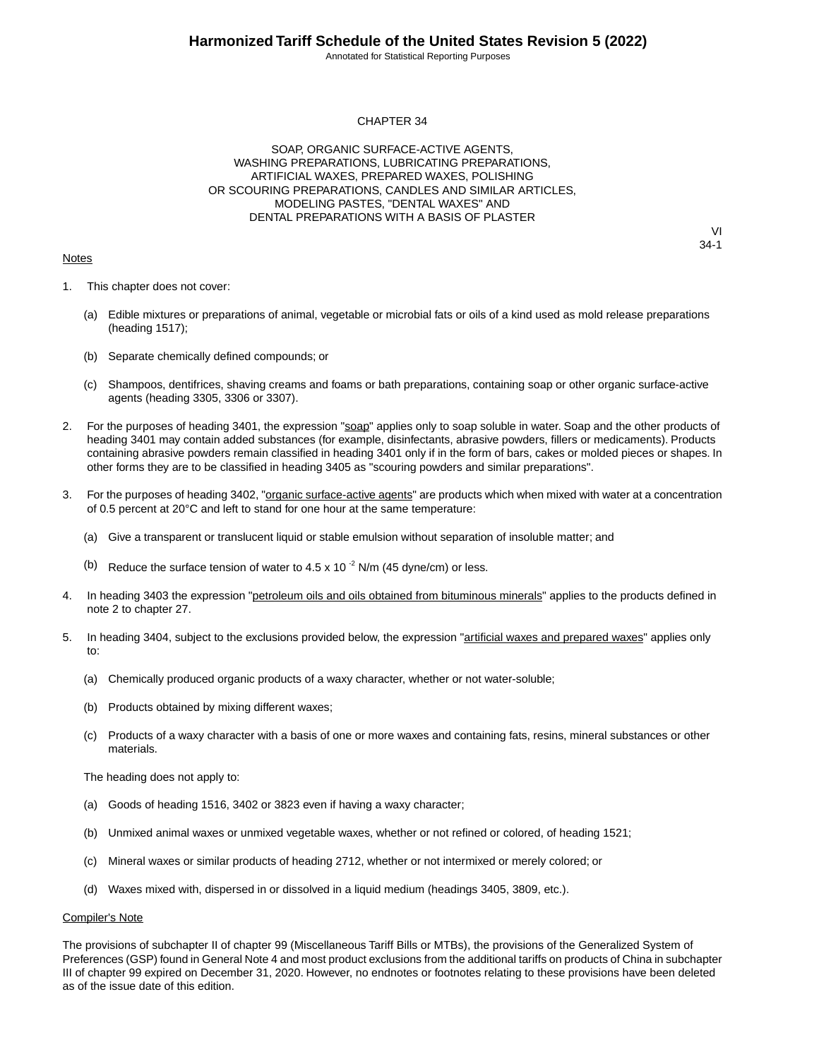## CHAPTER 34

## SOAP, ORGANIC SURFACE-ACTIVE AGENTS, WASHING PREPARATIONS, LUBRICATING PREPARATIONS, ARTIFICIAL WAXES, PREPARED WAXES, POLISHING OR SCOURING PREPARATIONS, CANDLES AND SIMILAR ARTICLES, MODELING PASTES, "DENTAL WAXES" AND DENTAL PREPARATIONS WITH A BASIS OF PLASTER

### Notes

1. This chapter does not cover:

   (a) Edible mixtures or preparations of animal, vegetable or microbial fats or oils of a kind used as mold release preparations (heading 1517);

   (b) Separate chemically defined compounds; or

   (c) Shampoos, dentifrices, shaving creams and foams or bath preparations, containing soap or other organic surface-active agents (heading 3305, 3306 or 3307).

2. For the purposes of heading 3401, the expression "soap" applies only to soap soluble in water. Soap and the other products of heading 3401 may contain added substances (for example, disinfectants, abrasive powders, fillers or medicaments). Products containing abrasive powders remain classified in heading 3401 only if in the form of bars, cakes or molded pieces or shapes. In other forms they are to be classified in heading 3405 as "scouring powders and similar preparations".

3. For the purposes of heading 3402, "organic surface-active agents" are products which when mixed with water at a concentration of 0.5 percent at 20°C and left to stand for one hour at the same temperature:

   (a) Give a transparent or translucent liquid or stable emulsion without separation of insoluble matter; and

   (b) Reduce the surface tension of water to $4.5 \times 10^{-2}$ N/m (45 dyne/cm) or less.

4. In heading 3403 the expression "petroleum oils and oils obtained from bituminous minerals" applies to the products defined in note 2 to chapter 27.

5. In heading 3404, subject to the exclusions provided below, the expression "artificial waxes and prepared waxes" applies only to:

   (a) Chemically produced organic products of a waxy character, whether or not water-soluble;

   (b) Products obtained by mixing different waxes;

   (c) Products of a waxy character with a basis of one or more waxes and containing fats, resins, mineral substances or other materials.

   The heading does not apply to:

   (a) Goods of heading 1516, 3402 or 3823 even if having a waxy character;

   (b) Unmixed animal waxes or unmixed vegetable waxes, whether or not refined or colored, of heading 1521;

   (c) Mineral waxes or similar products of heading 2712, whether or not intermixed or merely colored; or

   (d) Waxes mixed with, dispersed in or dissolved in a liquid medium (headings 3405, 3809, etc.).

### Compiler's Note

The provisions of subchapter II of chapter 99 (Miscellaneous Tariff Bills or MTBs), the provisions of the Generalized System of Preferences (GSP) found in General Note 4 and most product exclusions from the additional tariffs on products of China in subchapter III of chapter 99 expired on December 31, 2020. However, no endnotes or footnotes relating to these provisions have been deleted as of the issue date of this edition.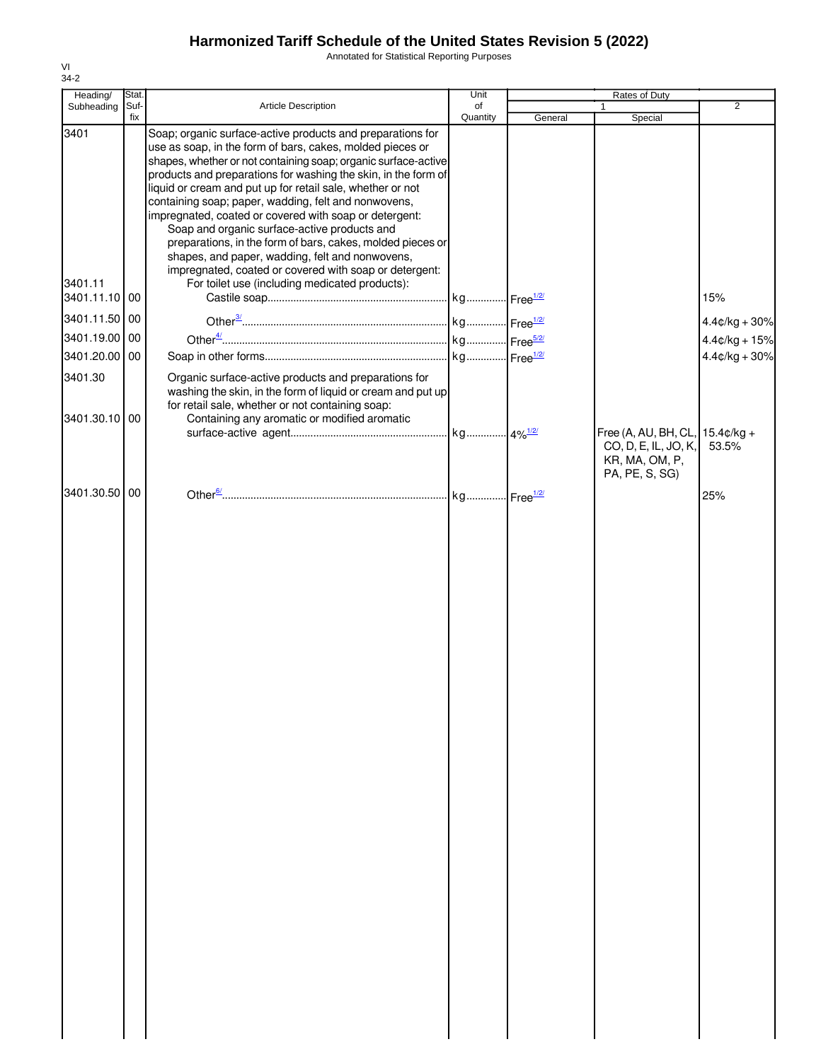# Harmonized Tariff Schedule of the United States Revision 5 (2022)

Annotated for Statistical Reporting Purposes

VI
34-2

| Heading/ Subheading | Stat. Suf-fix | Article Description | Unit of Quantity | Rates of Duty 1 General | Special | 2 |
|---|---|---|---|---|---|---|
| 3401 | | Soap; organic surface-active products and preparations for use as soap, in the form of bars, cakes, molded pieces or shapes, whether or not containing soap; organic surface-active products and preparations for washing the skin, in the form of liquid or cream and put up for retail sale, whether or not containing soap; paper, wadding, felt and nonwovens, impregnated, coated or covered with soap or detergent: | | | | |
| | | Soap and organic surface-active products and preparations, in the form of bars, cakes, molded pieces or shapes, and paper, wadding, felt and nonwovens, impregnated, coated or covered with soap or detergent: | | | | |
| 3401.11 | | For toilet use (including medicated products): | | | | |
| 3401.11.10 | 00 | Castile soap | kg | Free[1/2/] | | 15% |
| 3401.11.50 | 00 | Other[3/] | kg | Free[1/2/] | | 4.4¢/kg + 30% |
| 3401.19.00 | 00 | Other[4/] | kg | Free[5/2/] | | 4.4¢/kg + 15% |
| 3401.20.00 | 00 | Soap in other forms | kg | Free[1/2/] | | 4.4¢/kg + 30% |
| 3401.30 | | Organic surface-active products and preparations for washing the skin, in the form of liquid or cream and put up for retail sale, whether or not containing soap: | | | | |
| 3401.30.10 | 00 | Containing any aromatic or modified aromatic surface-active agent | kg | 4%[1/2/] | Free (A, AU, BH, CL, CO, D, E, IL, JO, K, KR, MA, OM, P, PA, PE, S, SG) | 15.4¢/kg + 53.5% |
| 3401.30.50 | 00 | Other[6/] | kg | Free[1/2/] | | 25% |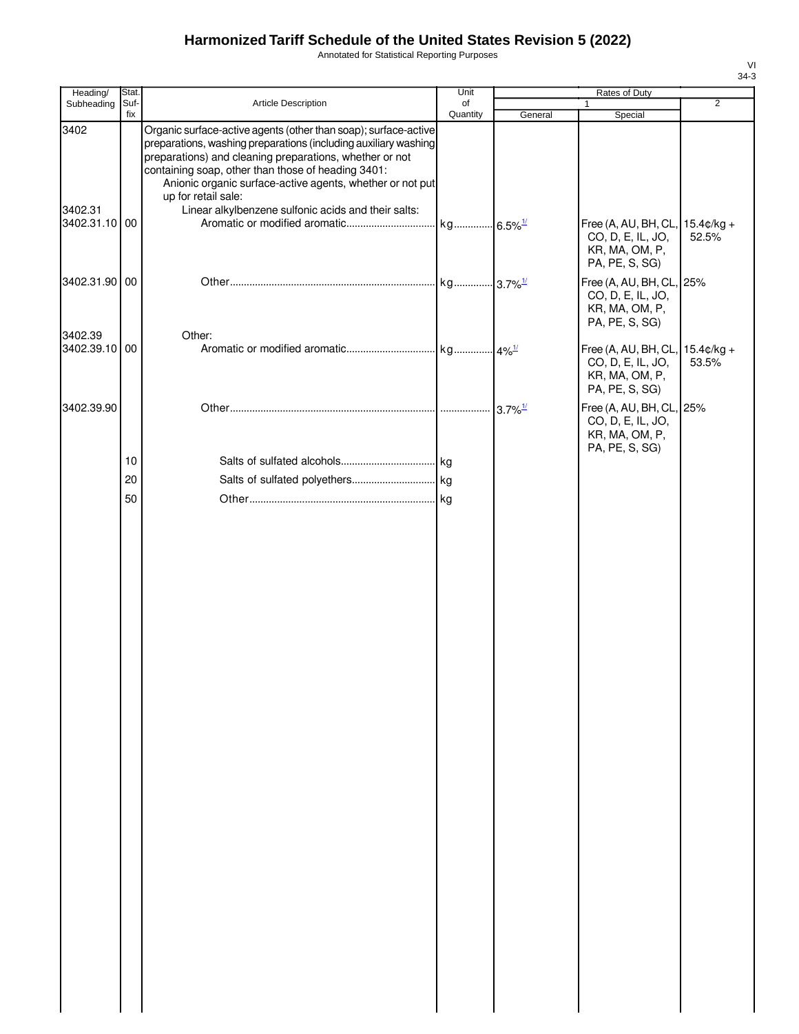# Harmonized Tariff Schedule of the United States Revision 5 (2022)

Annotated for Statistical Reporting Purposes

| Heading/ Subheading | Stat. Suf- fix | Article Description | Unit of Quantity | Rates of Duty 1 General | Special | 2 |
|---|---|---|---|---|---|---|
| 3402 | | Organic surface-active agents (other than soap); surface-active preparations, washing preparations (including auxiliary washing preparations) and cleaning preparations, whether or not containing soap, other than those of heading 3401: | | | | |
| | | Anionic organic surface-active agents, whether or not put up for retail sale: | | | | |
| 3402.31 | | Linear alkylbenzene sulfonic acids and their salts: | | | | |
| 3402.31.10 | 00 | Aromatic or modified aromatic | kg | 6.5%[1/] | Free (A, AU, BH, CL, CO, D, E, IL, JO, KR, MA, OM, P, PA, PE, S, SG) | 15.4¢/kg + 52.5% |
| 3402.31.90 | 00 | Other | kg | 3.7%[1/] | Free (A, AU, BH, CL, CO, D, E, IL, JO, KR, MA, OM, P, PA, PE, S, SG) | 25% |
| 3402.39 | | Other: | | | | |
| 3402.39.10 | 00 | Aromatic or modified aromatic | kg | 4%[1/] | Free (A, AU, BH, CL, CO, D, E, IL, JO, KR, MA, OM, P, PA, PE, S, SG) | 15.4¢/kg + 53.5% |
| 3402.39.90 | | Other | | 3.7%[1/] | Free (A, AU, BH, CL, CO, D, E, IL, JO, KR, MA, OM, P, PA, PE, S, SG) | 25% |
| | 10 | Salts of sulfated alcohols | kg | | | |
| | 20 | Salts of sulfated polyethers | kg | | | |
| | 50 | Other | kg | | | |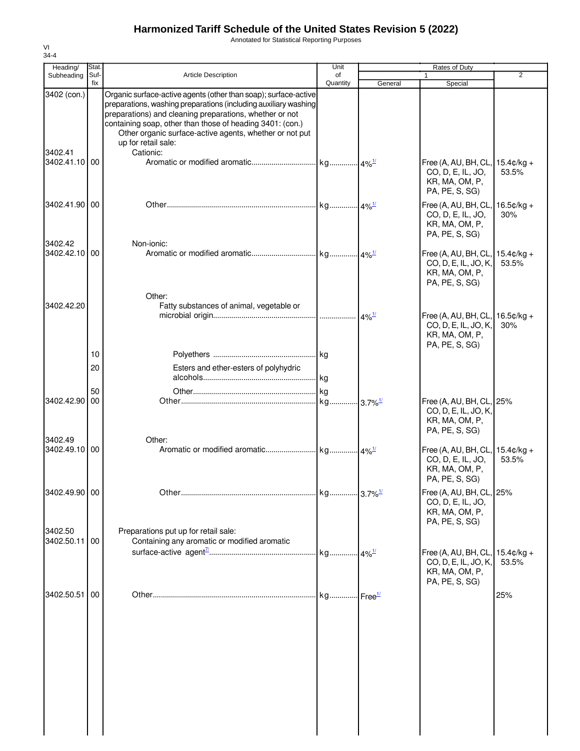# Harmonized Tariff Schedule of the United States Revision 5 (2022)

Annotated for Statistical Reporting Purposes

VI
34-4

| Heading/ Subheading | Stat. Suf- fix | Article Description | Unit of Quantity | Rates of Duty 1 General | Special | 2 |
|---|---|---|---|---|---|---|
| 3402 (con.) | | Organic surface-active agents (other than soap); surface-active preparations, washing preparations (including auxiliary washing preparations) and cleaning preparations, whether or not containing soap, other than those of heading 3401: (con.) | | | | |
| | | Other organic surface-active agents, whether or not put up for retail sale: | | | | |
| 3402.41 | | Cationic: | | | | |
| 3402.41.10 | 00 | Aromatic or modified aromatic | kg | 4%[1/] | Free (A, AU, BH, CL, CO, D, E, IL, JO, KR, MA, OM, P, PA, PE, S, SG) | 15.4¢/kg + 53.5% |
| 3402.41.90 | 00 | Other | kg | 4%[1/] | Free (A, AU, BH, CL, CO, D, E, IL, JO, KR, MA, OM, P, PA, PE, S, SG) | 16.5¢/kg + 30% |
| 3402.42 | | Non-ionic: | | | | |
| 3402.42.10 | 00 | Aromatic or modified aromatic | kg | 4%[1/] | Free (A, AU, BH, CL, CO, D, E, IL, JO, K, KR, MA, OM, P, PA, PE, S, SG) | 15.4¢/kg + 53.5% |
| | | Other: | | | | |
| 3402.42.20 | | Fatty substances of animal, vegetable or microbial origin | | 4%[1/] | Free (A, AU, BH, CL, CO, D, E, IL, JO, K, KR, MA, OM, P, PA, PE, S, SG) | 16.5¢/kg + 30% |
| | 10 | Polyethers | kg | | | |
| | 20 | Esters and ether-esters of polyhydric alcohols | kg | | | |
| | 50 | Other | kg | | | |
| 3402.42.90 | 00 | Other | kg | 3.7%[1/] | Free (A, AU, BH, CL, CO, D, E, IL, JO, K, KR, MA, OM, P, PA, PE, S, SG) | 25% |
| 3402.49 | | Other: | | | | |
| 3402.49.10 | 00 | Aromatic or modified aromatic | kg | 4%[1/] | Free (A, AU, BH, CL, CO, D, E, IL, JO, KR, MA, OM, P, PA, PE, S, SG) | 15.4¢/kg + 53.5% |
| 3402.49.90 | 00 | Other | kg | 3.7%[1/] | Free (A, AU, BH, CL, CO, D, E, IL, JO, KR, MA, OM, P, PA, PE, S, SG) | 25% |
| 3402.50 | | Preparations put up for retail sale: | | | | |
| 3402.50.11 | 00 | Containing any aromatic or modified aromatic surface-active agent[7/] | kg | 4%[1/] | Free (A, AU, BH, CL, CO, D, E, IL, JO, K, KR, MA, OM, P, PA, PE, S, SG) | 15.4¢/kg + 53.5% |
| 3402.50.51 | 00 | Other | kg | Free[1/] | | 25% |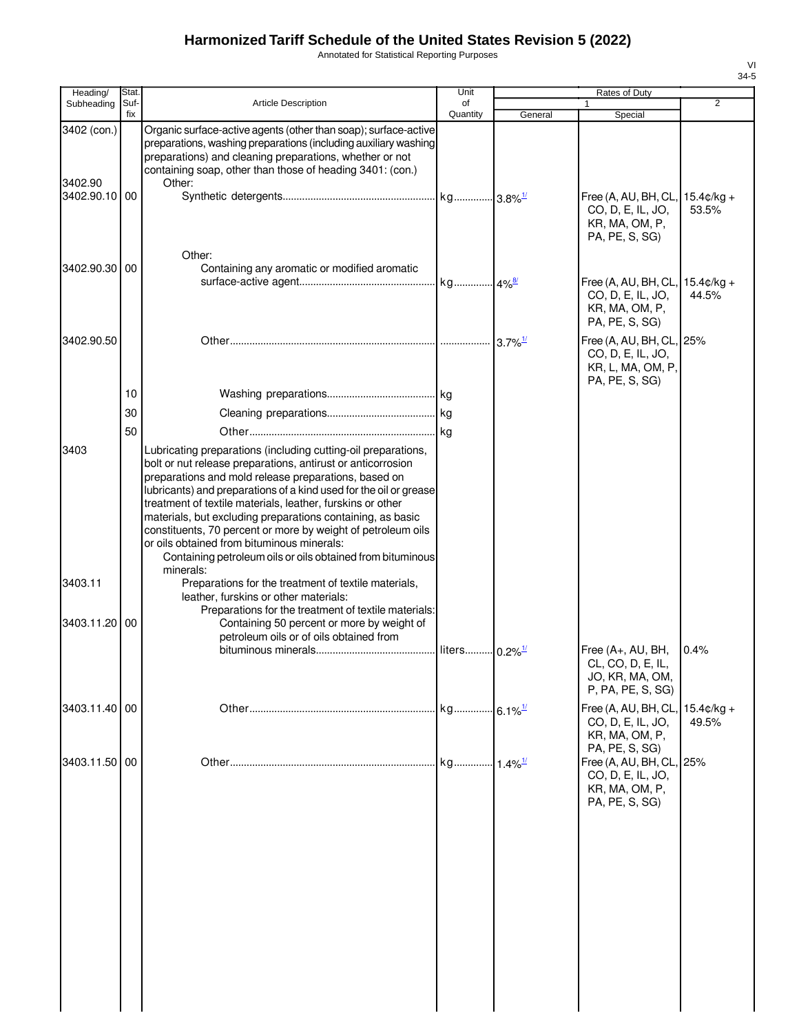# Harmonized Tariff Schedule of the United States Revision 5 (2022)

Annotated for Statistical Reporting Purposes

| Heading/ Subheading | Stat. Suf- fix | Article Description | Unit of Quantity | Rates of Duty 1 General | Special | 2 |
|---|---|---|---|---|---|---|
| 3402 (con.) | | Organic surface-active agents (other than soap); surface-active preparations, washing preparations (including auxiliary washing preparations) and cleaning preparations, whether or not containing soap, other than those of heading 3401: (con.) | | | | |
| 3402.90 | | Other: | | | | |
| 3402.90.10 | 00 | Synthetic detergents | kg | 3.8%[1/] | Free (A, AU, BH, CL, CO, D, E, IL, JO, KR, MA, OM, P, PA, PE, S, SG) | 15.4¢/kg + 53.5% |
| | | Other: | | | | |
| 3402.90.30 | 00 | Containing any aromatic or modified aromatic surface-active agent | kg | 4%[8/] | Free (A, AU, BH, CL, CO, D, E, IL, JO, KR, MA, OM, P, PA, PE, S, SG) | 15.4¢/kg + 44.5% |
| 3402.90.50 | | Other | | 3.7%[1/] | Free (A, AU, BH, CL, CO, D, E, IL, JO, KR, L, MA, OM, P, PA, PE, S, SG) | 25% |
| | 10 | Washing preparations | kg | | | |
| | 30 | Cleaning preparations | kg | | | |
| | 50 | Other | kg | | | |
| 3403 | | Lubricating preparations (including cutting-oil preparations, bolt or nut release preparations, antirust or anticorrosion preparations and mold release preparations, based on lubricants) and preparations of a kind used for the oil or grease treatment of textile materials, leather, furskins or other materials, but excluding preparations containing, as basic constituents, 70 percent or more by weight of petroleum oils or oils obtained from bituminous minerals: | | | | |
| | | Containing petroleum oils or oils obtained from bituminous minerals: | | | | |
| 3403.11 | | Preparations for the treatment of textile materials, leather, furskins or other materials: | | | | |
| | | Preparations for the treatment of textile materials: | | | | |
| 3403.11.20 | 00 | Containing 50 percent or more by weight of petroleum oils or of oils obtained from bituminous minerals | liters | 0.2%[1/] | Free (A+, AU, BH, CL, CO, D, E, IL, JO, KR, MA, OM, P, PA, PE, S, SG) | 0.4% |
| 3403.11.40 | 00 | Other | kg | 6.1%[1/] | Free (A, AU, BH, CL, CO, D, E, IL, JO, KR, MA, OM, P, PA, PE, S, SG) | 15.4¢/kg + 49.5% |
| 3403.11.50 | 00 | Other | kg | 1.4%[1/] | Free (A, AU, BH, CL, CO, D, E, IL, JO, KR, MA, OM, P, PA, PE, S, SG) | 25% |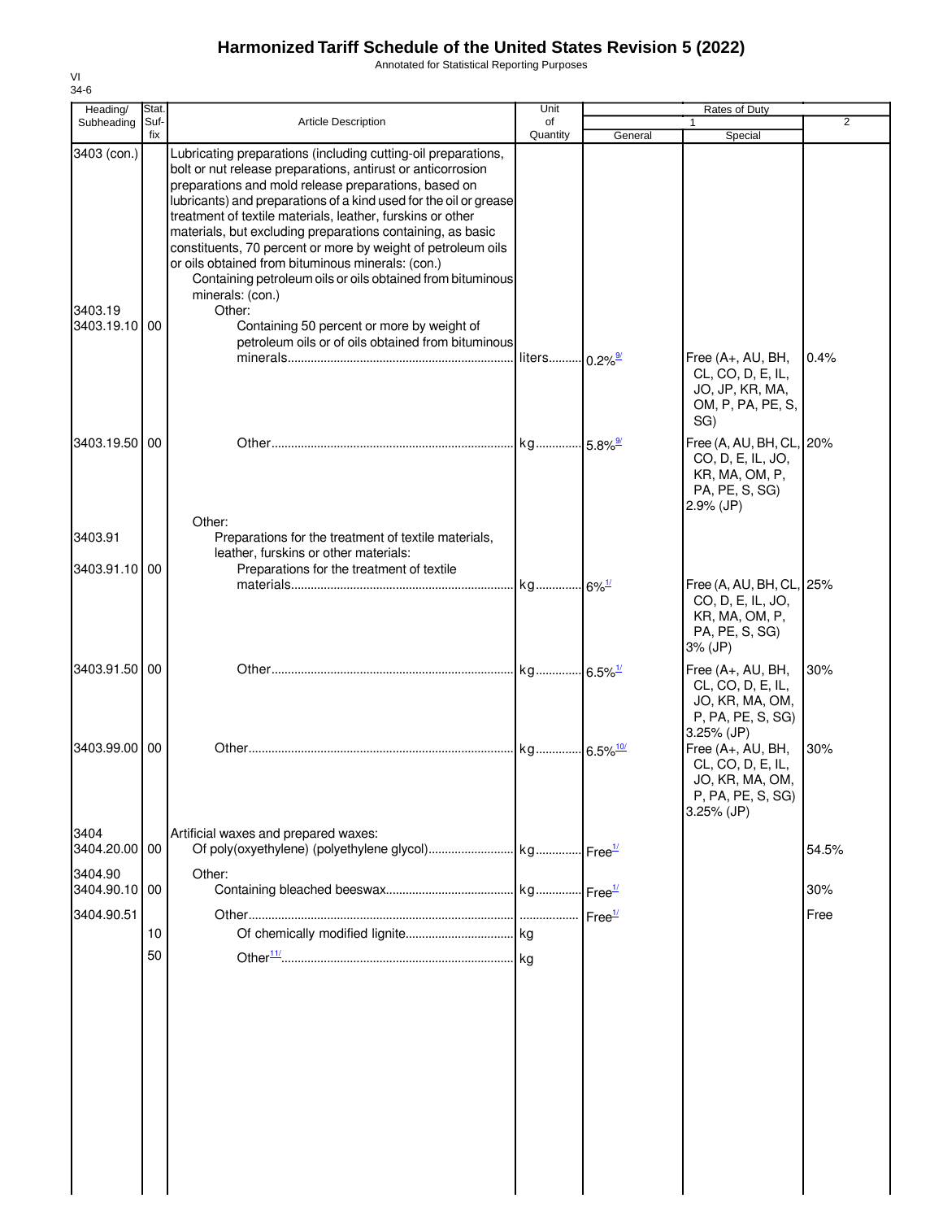# Harmonized Tariff Schedule of the United States Revision 5 (2022)

Annotated for Statistical Reporting Purposes

VI
34-6

| Heading/ Subheading | Stat. Suf- fix | Article Description | Unit of Quantity | Rates of Duty 1 General | Special | 2 |
|---|---|---|---|---|---|---|
| 3403 (con.) | | Lubricating preparations (including cutting-oil preparations, bolt or nut release preparations, antirust or anticorrosion preparations and mold release preparations, based on lubricants) and preparations of a kind used for the oil or grease treatment of textile materials, leather, furskins or other materials, but excluding preparations containing, as basic constituents, 70 percent or more by weight of petroleum oils or oils obtained from bituminous minerals: (con.) | | | | |
| | | Containing petroleum oils or oils obtained from bituminous minerals: (con.) | | | | |
| 3403.19 | | Other: | | | | |
| 3403.19.10 | 00 | Containing 50 percent or more by weight of petroleum oils or of oils obtained from bituminous minerals | liters | 0.2%[9/] | Free (A+, AU, BH, CL, CO, D, E, IL, JO, JP, KR, MA, OM, P, PA, PE, S, SG) | 0.4% |
| 3403.19.50 | 00 | Other | kg | 5.8%[9/] | Free (A, AU, BH, CL, CO, D, E, IL, JO, KR, MA, OM, P, PA, PE, S, SG) 2.9% (JP) | 20% |
| | | Other: | | | | |
| 3403.91 | | Preparations for the treatment of textile materials, leather, furskins or other materials: | | | | |
| 3403.91.10 | 00 | Preparations for the treatment of textile materials | kg | 6%[1/] | Free (A, AU, BH, CL, CO, D, E, IL, JO, KR, MA, OM, P, PA, PE, S, SG) 3% (JP) | 25% |
| 3403.91.50 | 00 | Other | kg | 6.5%[1/] | Free (A+, AU, BH, CL, CO, D, E, IL, JO, KR, MA, OM, P, PA, PE, S, SG) 3.25% (JP) | 30% |
| 3403.99.00 | 00 | Other | kg | 6.5%[10/] | Free (A+, AU, BH, CL, CO, D, E, IL, JO, KR, MA, OM, P, PA, PE, S, SG) 3.25% (JP) | 30% |
| 3404 | | Artificial waxes and prepared waxes: | | | | |
| 3404.20.00 | 00 | Of poly(oxyethylene) (polyethylene glycol) | kg | Free[1/] | | 54.5% |
| 3404.90 | | Other: | | | | |
| 3404.90.10 | 00 | Containing bleached beeswax | kg | Free[1/] | | 30% |
| 3404.90.51 | | Other | | Free[1/] | | Free |
| | 10 | Of chemically modified lignite | kg | | | |
| | 50 | Other[11/] | kg | | | |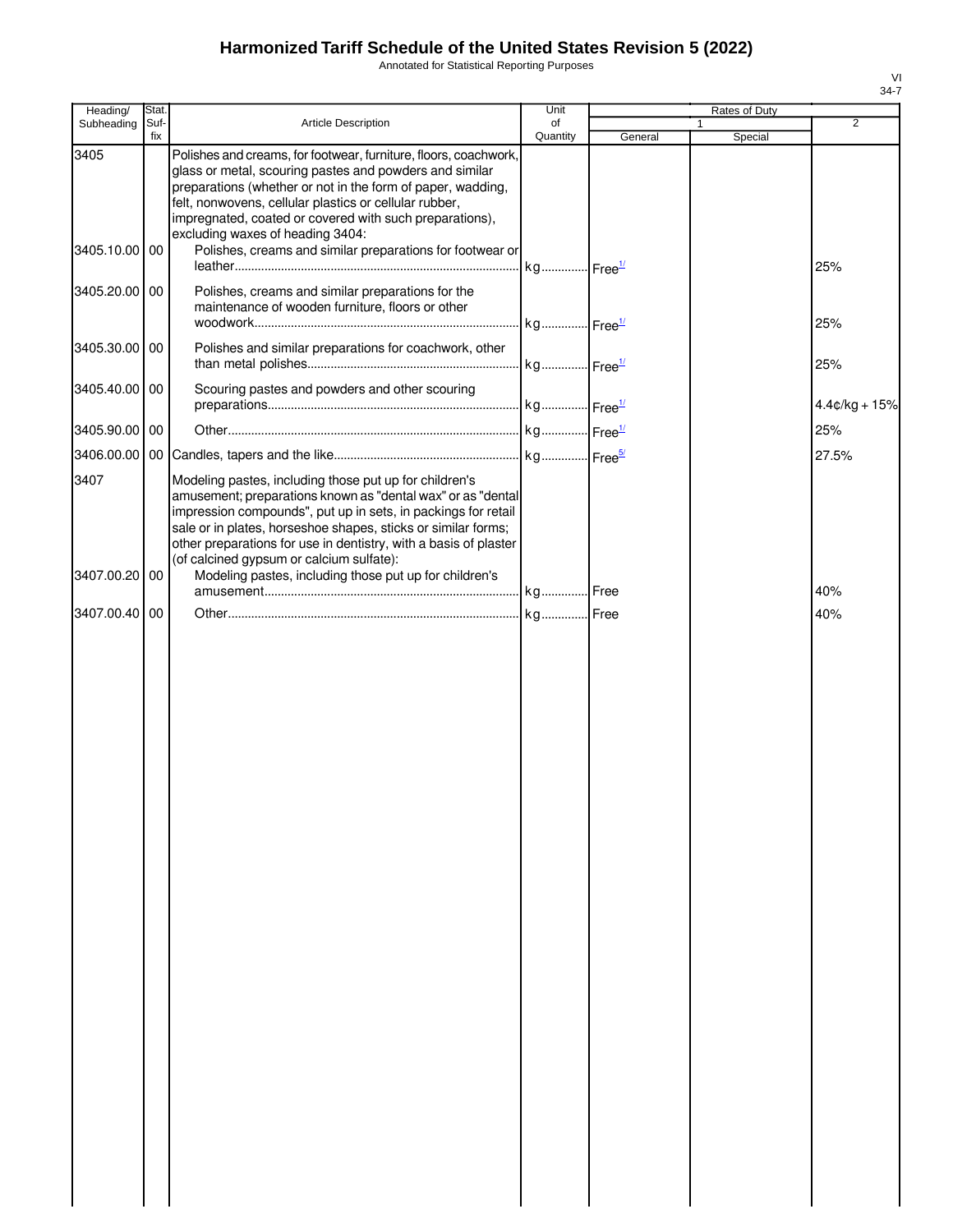# Harmonized Tariff Schedule of the United States Revision 5 (2022)

Annotated for Statistical Reporting Purposes

| Heading/ Subheading | Stat. Suf- fix | Article Description | Unit of Quantity | Rates of Duty 1 General | Special | 2 |
|---|---|---|---|---|---|---|
| 3405 | | Polishes and creams, for footwear, furniture, floors, coachwork, glass or metal, scouring pastes and powders and similar preparations (whether or not in the form of paper, wadding, felt, nonwovens, cellular plastics or cellular rubber, impregnated, coated or covered with such preparations), excluding waxes of heading 3404: | | | | |
| 3405.10.00 | 00 | Polishes, creams and similar preparations for footwear or leather | kg | Free[1/] | | 25% |
| 3405.20.00 | 00 | Polishes, creams and similar preparations for the maintenance of wooden furniture, floors or other woodwork | kg | Free[1/] | | 25% |
| 3405.30.00 | 00 | Polishes and similar preparations for coachwork, other than metal polishes | kg | Free[1/] | | 25% |
| 3405.40.00 | 00 | Scouring pastes and powders and other scouring preparations | kg | Free[1/] | | 4.4¢/kg + 15% |
| 3405.90.00 | 00 | Other | kg | Free[1/] | | 25% |
| 3406.00.00 | 00 | Candles, tapers and the like | kg | Free[5/] | | 27.5% |
| 3407 | | Modeling pastes, including those put up for children's amusement; preparations known as "dental wax" or as "dental impression compounds", put up in sets, in packings for retail sale or in plates, horseshoe shapes, sticks or similar forms; other preparations for use in dentistry, with a basis of plaster (of calcined gypsum or calcium sulfate): | | | | |
| 3407.00.20 | 00 | Modeling pastes, including those put up for children's amusement | kg | Free | | 40% |
| 3407.00.40 | 00 | Other | kg | Free | | 40% |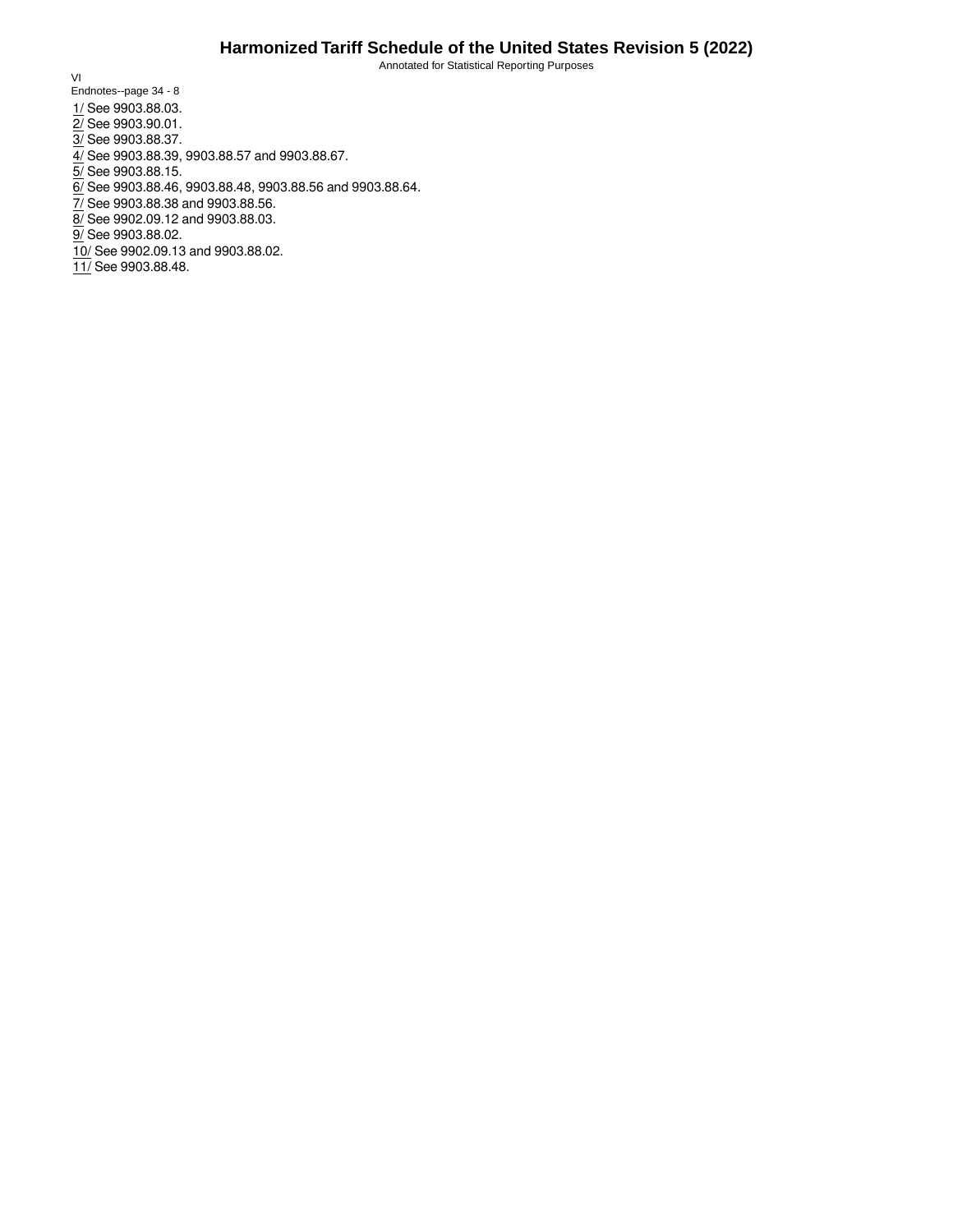1/ See 9903.88.03.
2/ See 9903.90.01.
3/ See 9903.88.37.
4/ See 9903.88.39, 9903.88.57 and 9903.88.67.
5/ See 9903.88.15.
6/ See 9903.88.46, 9903.88.48, 9903.88.56 and 9903.88.64.
7/ See 9903.88.38 and 9903.88.56.
8/ See 9902.09.12 and 9903.88.03.
9/ See 9903.88.02.
10/ See 9902.09.13 and 9903.88.02.
11/ See 9903.88.48.